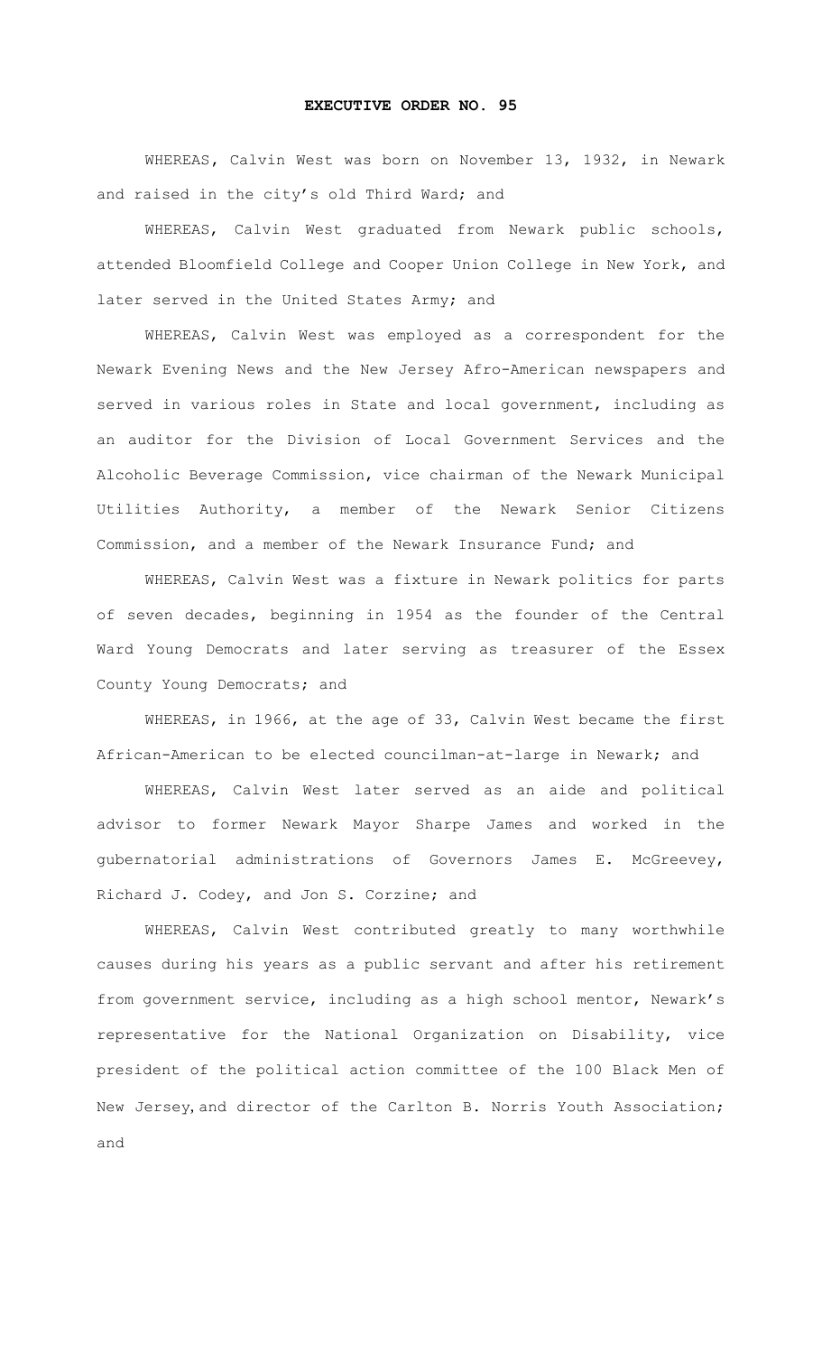**EXECUTIVE ORDER NO. 95**

WHEREAS, Calvin West was born on November 13, 1932, in Newark and raised in the city's old Third Ward; and

WHEREAS, Calvin West graduated from Newark public schools, attended Bloomfield College and Cooper Union College in New York, and later served in the United States Army; and

WHEREAS, Calvin West was employed as a correspondent for the Newark Evening News and the New Jersey Afro-American newspapers and served in various roles in State and local government, including as an auditor for the Division of Local Government Services and the Alcoholic Beverage Commission, vice chairman of the Newark Municipal Utilities Authority, a member of the Newark Senior Citizens Commission, and a member of the Newark Insurance Fund; and

WHEREAS, Calvin West was a fixture in Newark politics for parts of seven decades, beginning in 1954 as the founder of the Central Ward Young Democrats and later serving as treasurer of the Essex County Young Democrats; and

WHEREAS, in 1966, at the age of 33, Calvin West became the first African-American to be elected councilman-at-large in Newark; and

WHEREAS, Calvin West later served as an aide and political advisor to former Newark Mayor Sharpe James and worked in the gubernatorial administrations of Governors James E. McGreevey, Richard J. Codey, and Jon S. Corzine; and

WHEREAS, Calvin West contributed greatly to many worthwhile causes during his years as a public servant and after his retirement from government service, including as a high school mentor, Newark's representative for the National Organization on Disability, vice president of the political action committee of the 100 Black Men of New Jersey, and director of the Carlton B. Norris Youth Association; and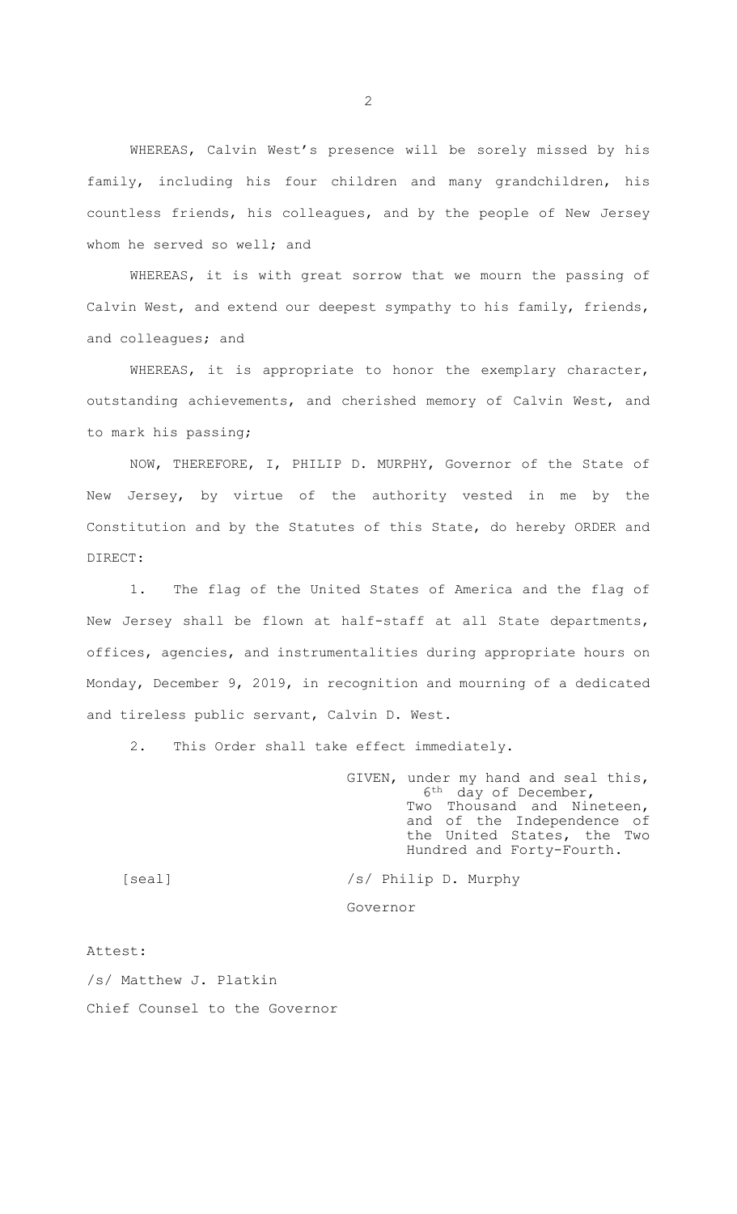WHEREAS, Calvin West's presence will be sorely missed by his family, including his four children and many grandchildren, his countless friends, his colleagues, and by the people of New Jersey whom he served so well; and

WHEREAS, it is with great sorrow that we mourn the passing of Calvin West, and extend our deepest sympathy to his family, friends, and colleagues; and

WHEREAS, it is appropriate to honor the exemplary character, outstanding achievements, and cherished memory of Calvin West, and to mark his passing;

NOW, THEREFORE, I, PHILIP D. MURPHY, Governor of the State of New Jersey, by virtue of the authority vested in me by the Constitution and by the Statutes of this State, do hereby ORDER and DIRECT:

1. The flag of the United States of America and the flag of New Jersey shall be flown at half-staff at all State departments, offices, agencies, and instrumentalities during appropriate hours on Monday, December 9, 2019, in recognition and mourning of a dedicated and tireless public servant, Calvin D. West.

2. This Order shall take effect immediately.

GIVEN, under my hand and seal this, 6th day of December, Two Thousand and Nineteen, and of the Independence of the United States, the Two Hundred and Forty-Fourth.

[seal]

/s/ Philip D. Murphy

Governor

Attest:

/s/ Matthew J. Platkin

Chief Counsel to the Governor